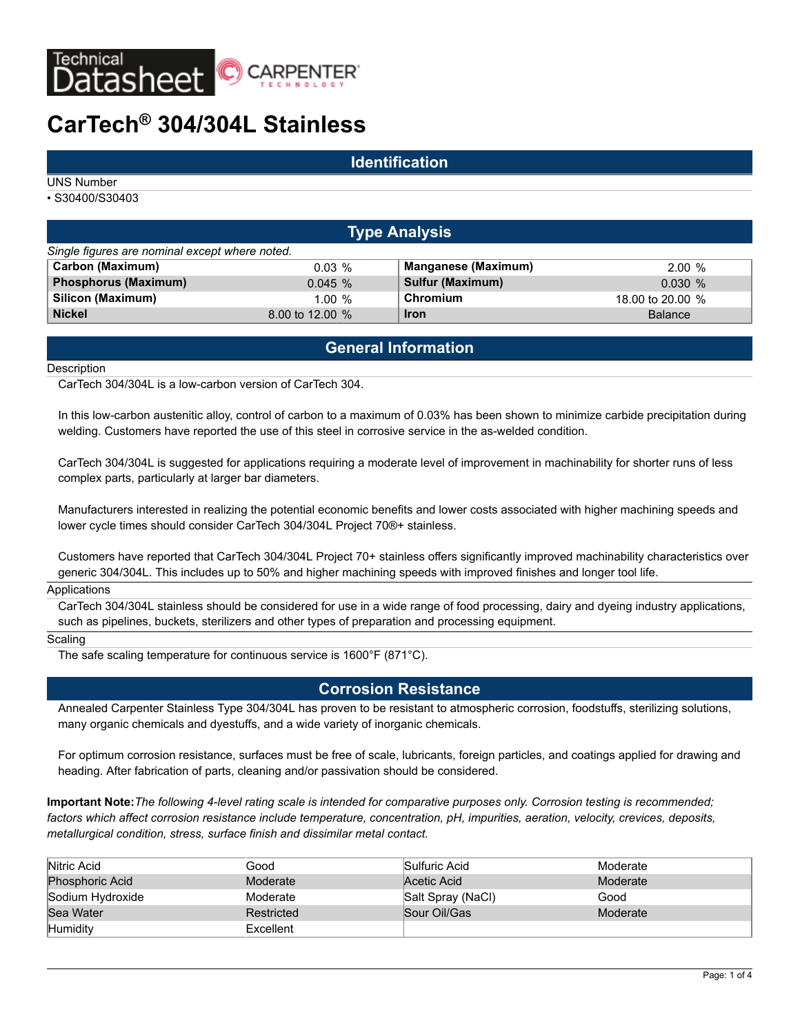Technical Datasheet — CARPENTER TECHNOLOGY

# CarTech® 304/304L Stainless

## Identification

UNS Number

- S30400/S30403

## Type Analysis

*Single figures are nominal except where noted.*

| Element | Value | Element | Value |
|---|---|---|---|
| **Carbon (Maximum)** | 0.03 % | **Manganese (Maximum)** | 2.00 % |
| **Phosphorus (Maximum)** | 0.045 % | **Sulfur (Maximum)** | 0.030 % |
| **Silicon (Maximum)** | 1.00 % | **Chromium** | 18.00 to 20.00 % |
| **Nickel** | 8.00 to 12.00 % | **Iron** | Balance |

## General Information

Description

CarTech 304/304L is a low-carbon version of CarTech 304.

In this low-carbon austenitic alloy, control of carbon to a maximum of 0.03% has been shown to minimize carbide precipitation during welding. Customers have reported the use of this steel in corrosive service in the as-welded condition.

CarTech 304/304L is suggested for applications requiring a moderate level of improvement in machinability for shorter runs of less complex parts, particularly at larger bar diameters.

Manufacturers interested in realizing the potential economic benefits and lower costs associated with higher machining speeds and lower cycle times should consider CarTech 304/304L Project 70®+ stainless.

Customers have reported that CarTech 304/304L Project 70+ stainless offers significantly improved machinability characteristics over generic 304/304L. This includes up to 50% and higher machining speeds with improved finishes and longer tool life.

Applications

CarTech 304/304L stainless should be considered for use in a wide range of food processing, dairy and dyeing industry applications, such as pipelines, buckets, sterilizers and other types of preparation and processing equipment.

Scaling

The safe scaling temperature for continuous service is 1600°F (871°C).

## Corrosion Resistance

Annealed Carpenter Stainless Type 304/304L has proven to be resistant to atmospheric corrosion, foodstuffs, sterilizing solutions, many organic chemicals and dyestuffs, and a wide variety of inorganic chemicals.

For optimum corrosion resistance, surfaces must be free of scale, lubricants, foreign particles, and coatings applied for drawing and heading. After fabrication of parts, cleaning and/or passivation should be considered.

**Important Note:** *The following 4-level rating scale is intended for comparative purposes only. Corrosion testing is recommended; factors which affect corrosion resistance include temperature, concentration, pH, impurities, aeration, velocity, crevices, deposits, metallurgical condition, stress, surface finish and dissimilar metal contact.*

| Environment | Rating | Environment | Rating |
|---|---|---|---|
| Nitric Acid | Good | Sulfuric Acid | Moderate |
| Phosphoric Acid | Moderate | Acetic Acid | Moderate |
| Sodium Hydroxide | Moderate | Salt Spray (NaCl) | Good |
| Sea Water | Restricted | Sour Oil/Gas | Moderate |
| Humidity | Excellent | | |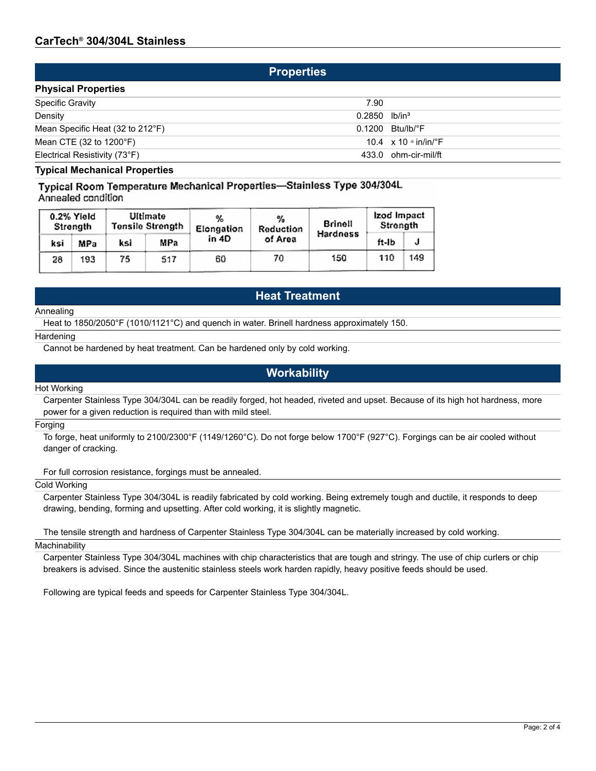## Properties

### Physical Properties

| | | |
|---|---|---|
| Specific Gravity | 7.90 | |
| Density | 0.2850 | lb/in³ |
| Mean Specific Heat (32 to 212°F) | 0.1200 | Btu/lb/°F |
| Mean CTE (32 to 1200°F) | 10.4 | x $10^{-6}$ in/in/°F |
| Electrical Resistivity (73°F) | 433.0 | ohm-cir-mil/ft |

### Typical Mechanical Properties

**Typical Room Temperature Mechanical Properties—Stainless Type 304/304L**
Annealed condition

| 0.2% Yield Strength | | Ultimate Tensile Strength | | % Elongation in 4D | % Reduction of Area | Brinell Hardness | Izod Impact Strength | |
|---|---|---|---|---|---|---|---|---|
| ksi | MPa | ksi | MPa | | | | ft-lb | J |
| 28 | 193 | 75 | 517 | 60 | 70 | 150 | 110 | 149 |

## Heat Treatment

Annealing

Heat to 1850/2050°F (1010/1121°C) and quench in water. Brinell hardness approximately 150.

Hardening

Cannot be hardened by heat treatment. Can be hardened only by cold working.

## Workability

Hot Working

Carpenter Stainless Type 304/304L can be readily forged, hot headed, riveted and upset. Because of its high hot hardness, more power for a given reduction is required than with mild steel.

Forging

To forge, heat uniformly to 2100/2300°F (1149/1260°C). Do not forge below 1700°F (927°C). Forgings can be air cooled without danger of cracking.

For full corrosion resistance, forgings must be annealed.

Cold Working

Carpenter Stainless Type 304/304L is readily fabricated by cold working. Being extremely tough and ductile, it responds to deep drawing, bending, forming and upsetting. After cold working, it is slightly magnetic.

The tensile strength and hardness of Carpenter Stainless Type 304/304L can be materially increased by cold working.

Machinability

Carpenter Stainless Type 304/304L machines with chip characteristics that are tough and stringy. The use of chip curlers or chip breakers is advised. Since the austenitic stainless steels work harden rapidly, heavy positive feeds should be used.

Following are typical feeds and speeds for Carpenter Stainless Type 304/304L.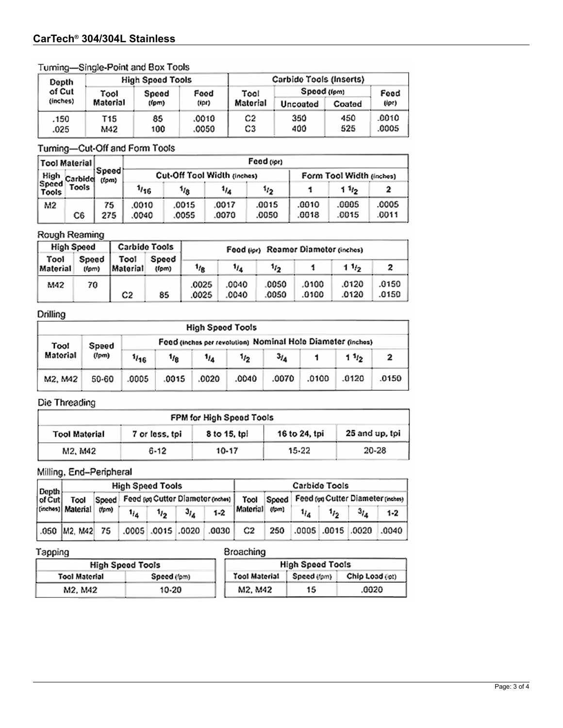## CarTech® 304/304L Stainless

### Turning—Single-Point and Box Tools

| Depth of Cut (inches) | High Speed Tools | | | Carbide Tools (Inserts) | | | |
|---|---|---|---|---|---|---|---|
| | Tool Material | Speed (fpm) | Feed (ipr) | Tool Material | Speed (fpm) | | Feed (ipr) |
| | | | | | Uncoated | Coated | |
| .150 | T15 | 85 | .0010 | C2 | 350 | 450 | .0010 |
| .025 | M42 | 100 | .0050 | C3 | 400 | 525 | .0005 |

### Turning—Cut-Off and Form Tools

| Tool Material | | Speed (fpm) | Feed (ipr) | | | | | | |
|---|---|---|---|---|---|---|---|---|---|
| High Speed Tools | Carbide Tools | | Cut-Off Tool Width (inches) | | | | Form Tool Width (inches) | | |
| | | | 1/16 | 1/8 | 1/4 | 1/2 | 1 | 1 1/2 | 2 |
| M2 | | 75 | .0010 | .0015 | .0017 | .0015 | .0010 | .0005 | .0005 |
| | C6 | 275 | .0040 | .0055 | .0070 | .0050 | .0018 | .0015 | .0011 |

### Rough Reaming

| High Speed | | Carbide Tools | | Feed (ipr) Reamer Diameter (inches) | | | | | |
|---|---|---|---|---|---|---|---|---|---|
| Tool Material | Speed (fpm) | Tool Material | Speed (fpm) | 1/8 | 1/4 | 1/2 | 1 | 1 1/2 | 2 |
| M42 | 70 | | | .0025 | .0040 | .0050 | .0100 | .0120 | .0150 |
| | | C2 | 85 | .0025 | .0040 | .0050 | .0100 | .0120 | .0150 |

### Drilling

| High Speed Tools | | | | | | | | | |
|---|---|---|---|---|---|---|---|---|---|
| Tool Material | Speed (fpm) | Feed (inches per revolution) Nominal Hole Diameter (inches) | | | | | | | |
| | | 1/16 | 1/8 | 1/4 | 1/2 | 3/4 | 1 | 1 1/2 | 2 |
| M2, M42 | 50-60 | .0005 | .0015 | .0020 | .0040 | .0070 | .0100 | .0120 | .0150 |

### Die Threading

| FPM for High Speed Tools | | | | |
|---|---|---|---|---|
| Tool Material | 7 or less, tpi | 8 to 15, tpi | 16 to 24, tpi | 25 and up, tpi |
| M2, M42 | 6-12 | 10-17 | 15-22 | 20-28 |

### Milling, End-Peripheral

| Depth of Cut (inches) | High Speed Tools | | | | | | Carbide Tools | | | | | |
|---|---|---|---|---|---|---|---|---|---|---|---|---|
| | Tool Material | Speed (fpm) | Feed (ipt) Cutter Diameter (inches) | | | | Tool Material | Speed (fpm) | Feed (ipt) Cutter Diameter (inches) | | | |
| | | | 1/4 | 1/2 | 3/4 | 1-2 | | | 1/4 | 1/2 | 3/4 | 1-2 |
| .050 | M2, M42 | 75 | .0005 | .0015 | .0020 | .0030 | C2 | 250 | .0005 | .0015 | .0020 | .0040 |

### Tapping

| High Speed Tools | |
|---|---|
| Tool Material | Speed (fpm) |
| M2, M42 | 10-20 |

### Broaching

| High Speed Tools | | |
|---|---|---|
| Tool Material | Speed (fpm) | Chip Load (ipt) |
| M2, M42 | 15 | .0020 |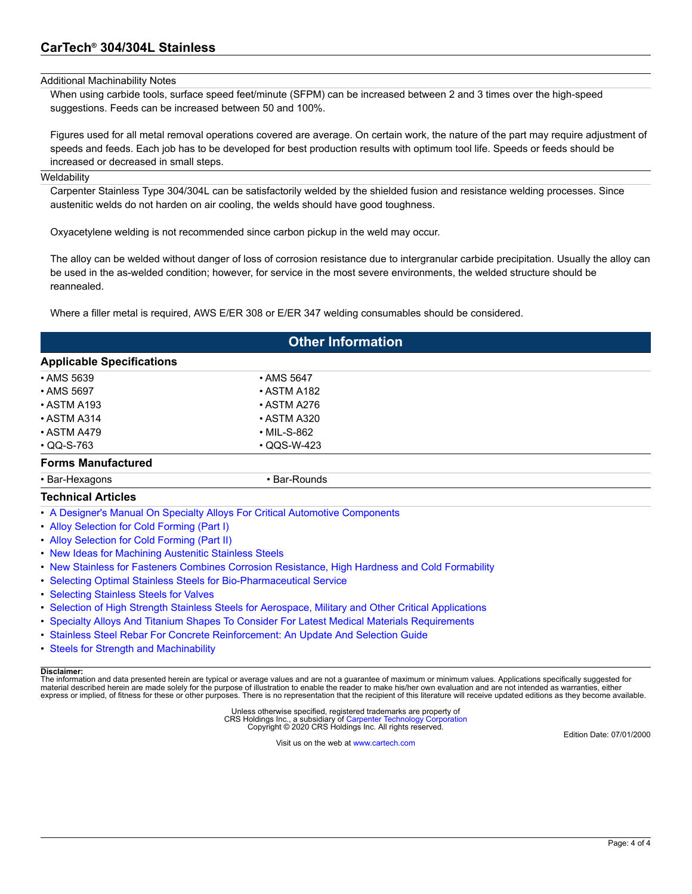Additional Machinability Notes

When using carbide tools, surface speed feet/minute (SFPM) can be increased between 2 and 3 times over the high-speed suggestions. Feeds can be increased between 50 and 100%.

Figures used for all metal removal operations covered are average. On certain work, the nature of the part may require adjustment of speeds and feeds. Each job has to be developed for best production results with optimum tool life. Speeds or feeds should be increased or decreased in small steps.

Weldability

Carpenter Stainless Type 304/304L can be satisfactorily welded by the shielded fusion and resistance welding processes. Since austenitic welds do not harden on air cooling, the welds should have good toughness.

Oxyacetylene welding is not recommended since carbon pickup in the weld may occur.

The alloy can be welded without danger of loss of corrosion resistance due to intergranular carbide precipitation. Usually the alloy can be used in the as-welded condition; however, for service in the most severe environments, the welded structure should be reannealed.

Where a filler metal is required, AWS E/ER 308 or E/ER 347 welding consumables should be considered.

## Other Information

### Applicable Specifications

- AMS 5639
- AMS 5647
- AMS 5697
- ASTM A182
- ASTM A193
- ASTM A276
- ASTM A314
- ASTM A320
- ASTM A479
- MIL-S-862
- QQ-S-763
- QQS-W-423

### Forms Manufactured

- Bar-Hexagons
- Bar-Rounds

### Technical Articles

- A Designer's Manual On Specialty Alloys For Critical Automotive Components
- Alloy Selection for Cold Forming (Part I)
- Alloy Selection for Cold Forming (Part II)
- New Ideas for Machining Austenitic Stainless Steels
- New Stainless for Fasteners Combines Corrosion Resistance, High Hardness and Cold Formability
- Selecting Optimal Stainless Steels for Bio-Pharmaceutical Service
- Selecting Stainless Steels for Valves
- Selection of High Strength Stainless Steels for Aerospace, Military and Other Critical Applications
- Specialty Alloys And Titanium Shapes To Consider For Latest Medical Materials Requirements
- Stainless Steel Rebar For Concrete Reinforcement: An Update And Selection Guide
- Steels for Strength and Machinability

**Disclaimer:**
The information and data presented herein are typical or average values and are not a guarantee of maximum or minimum values. Applications specifically suggested for material described herein are made solely for the purpose of illustration to enable the reader to make his/her own evaluation and are not intended as warranties, either express or implied, of fitness for these or other purposes. There is no representation that the recipient of this literature will receive updated editions as they become available.

Unless otherwise specified, registered trademarks are property of
CRS Holdings Inc., a subsidiary of Carpenter Technology Corporation
Copyright © 2020 CRS Holdings Inc. All rights reserved.

Edition Date: 07/01/2000

Visit us on the web at www.cartech.com